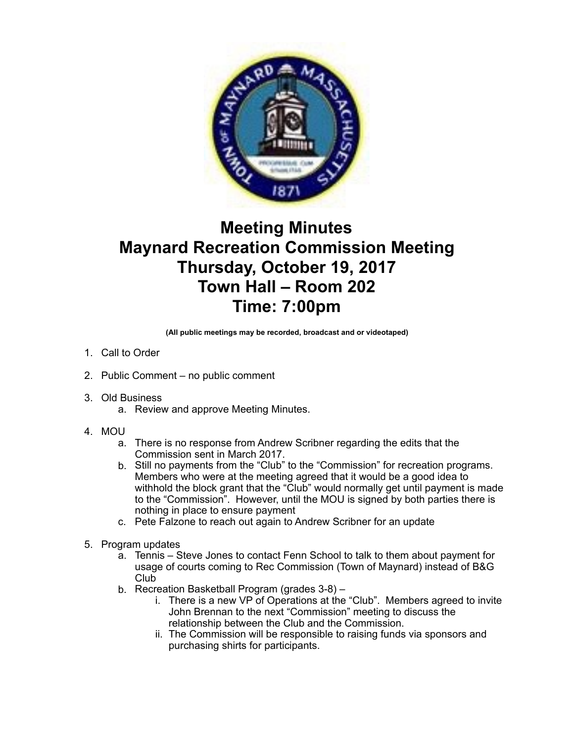# Meeting Minutes
# Maynard Recreation Commission Meeting
# Thursday, October 19, 2017
# Town Hall – Room 202
# Time: 7:00pm

**(All public meetings may be recorded, broadcast and or videotaped)**

1. Call to Order

2. Public Comment – no public comment

3. Old Business
   a. Review and approve Meeting Minutes.

4. MOU
   a. There is no response from Andrew Scribner regarding the edits that the Commission sent in March 2017.
   b. Still no payments from the "Club" to the "Commission" for recreation programs. Members who were at the meeting agreed that it would be a good idea to withhold the block grant that the "Club" would normally get until payment is made to the "Commission". However, until the MOU is signed by both parties there is nothing in place to ensure payment
   c. Pete Falzone to reach out again to Andrew Scribner for an update

5. Program updates
   a. Tennis – Steve Jones to contact Fenn School to talk to them about payment for usage of courts coming to Rec Commission (Town of Maynard) instead of B&G Club
   b. Recreation Basketball Program (grades 3-8) –
      i. There is a new VP of Operations at the "Club". Members agreed to invite John Brennan to the next "Commission" meeting to discuss the relationship between the Club and the Commission.
      ii. The Commission will be responsible to raising funds via sponsors and purchasing shirts for participants.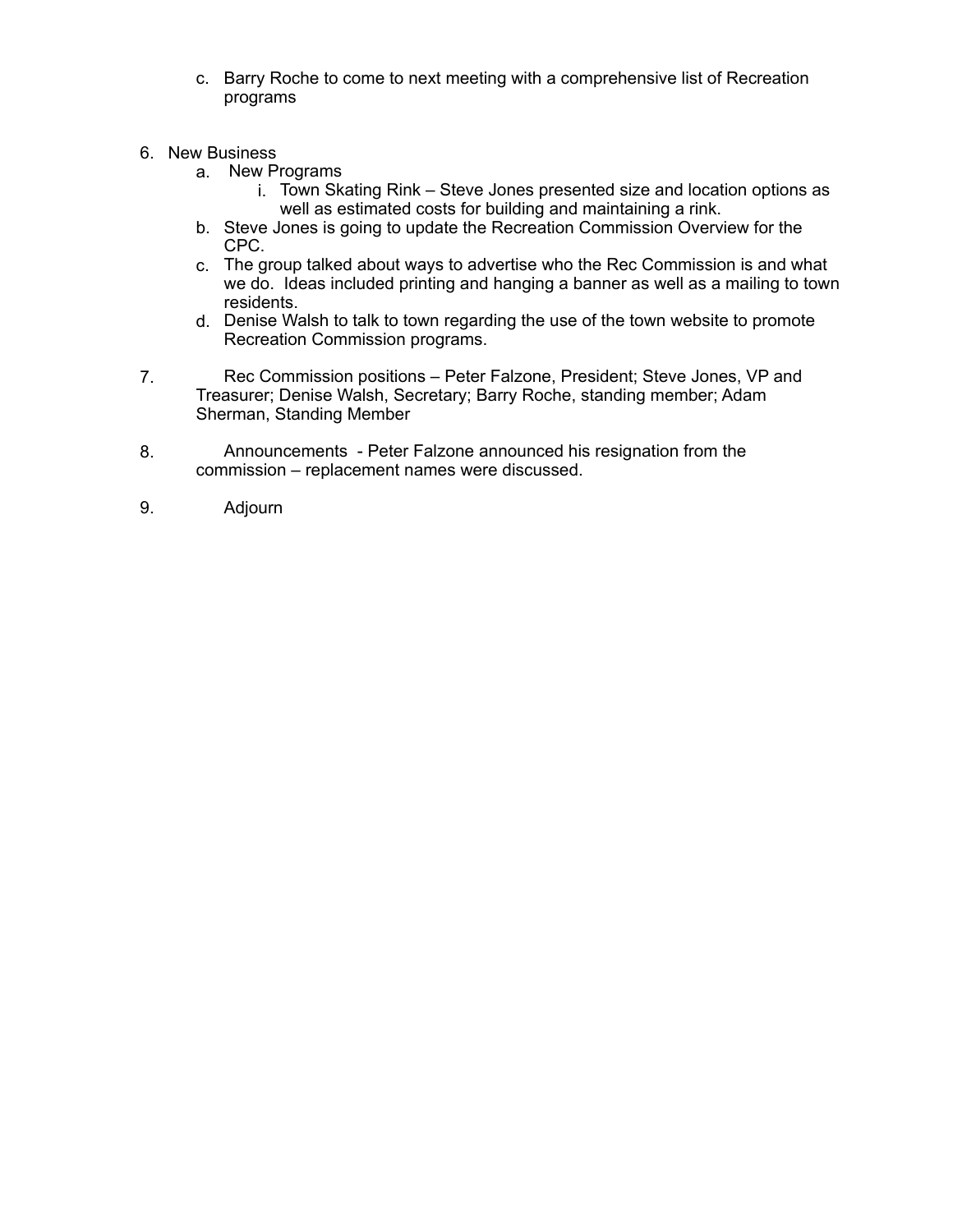c. Barry Roche to come to next meeting with a comprehensive list of Recreation programs

6. New Business
   a. New Programs
      i. Town Skating Rink – Steve Jones presented size and location options as well as estimated costs for building and maintaining a rink.
   b. Steve Jones is going to update the Recreation Commission Overview for the CPC.
   c. The group talked about ways to advertise who the Rec Commission is and what we do. Ideas included printing and hanging a banner as well as a mailing to town residents.
   d. Denise Walsh to talk to town regarding the use of the town website to promote Recreation Commission programs.

7. Rec Commission positions – Peter Falzone, President; Steve Jones, VP and Treasurer; Denise Walsh, Secretary; Barry Roche, standing member; Adam Sherman, Standing Member

8. Announcements - Peter Falzone announced his resignation from the commission – replacement names were discussed.

9. Adjourn